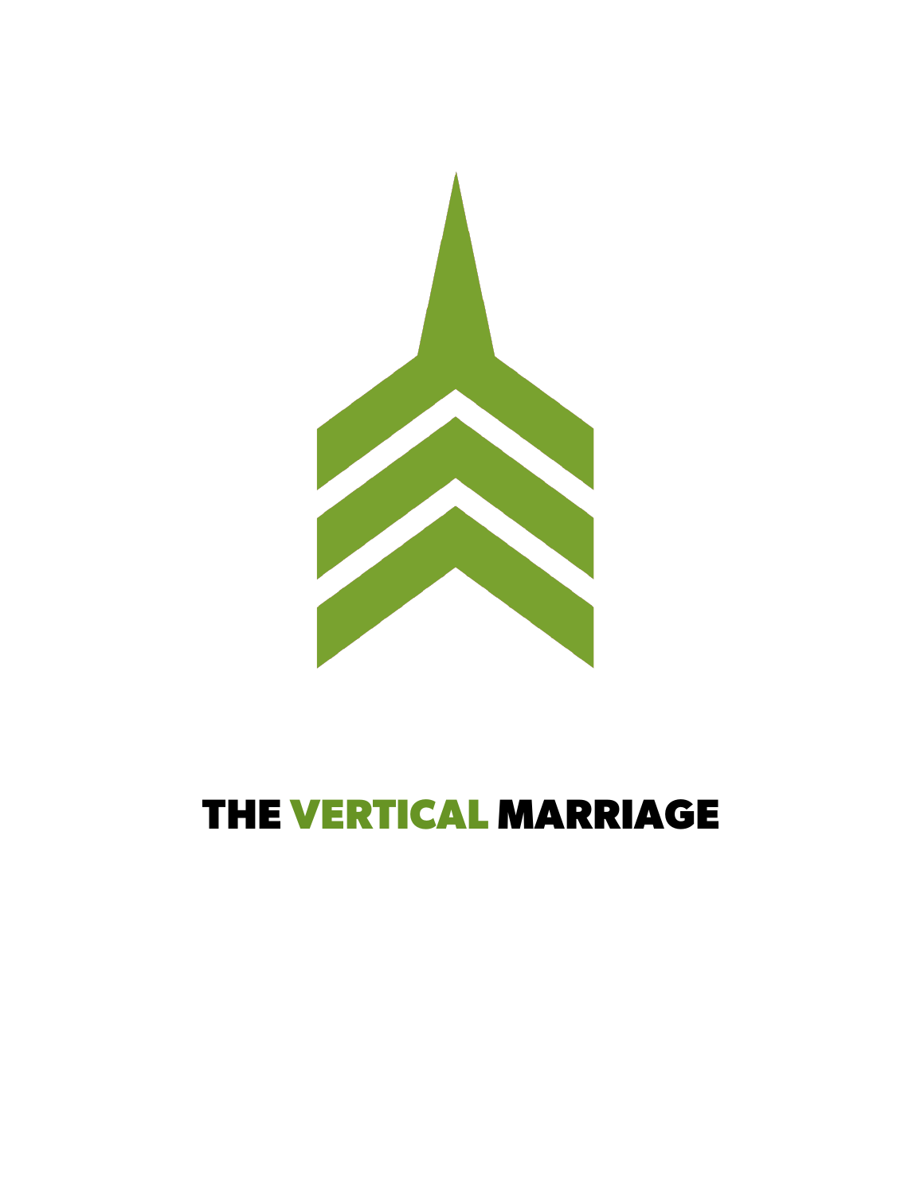# THE VERTICAL MARRIAGE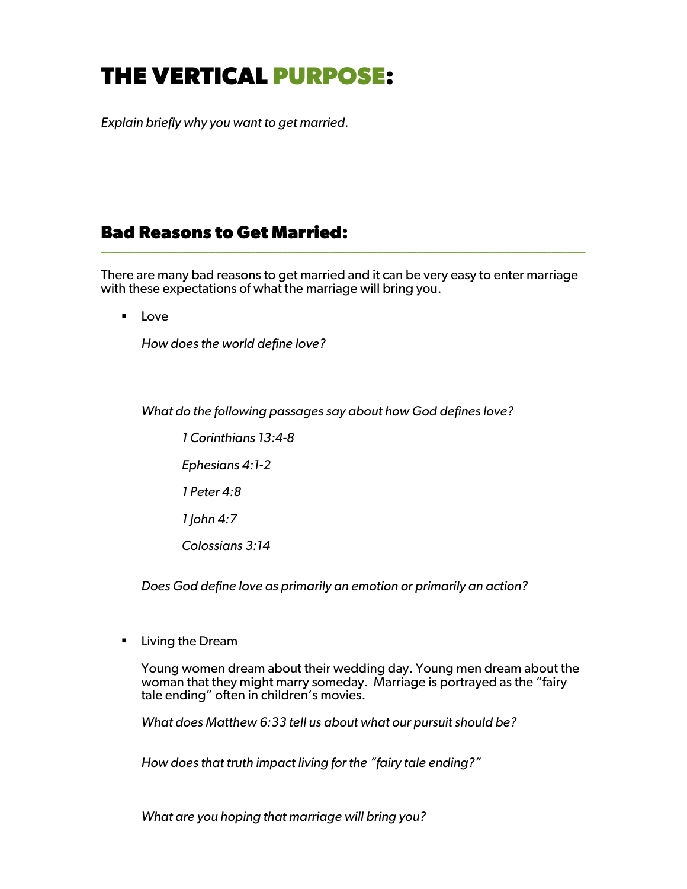# THE VERTICAL **PURPOSE**:

*Explain briefly why you want to get married.*

## Bad Reasons to Get Married:

There are many bad reasons to get married and it can be very easy to enter marriage with these expectations of what the marriage will bring you.

- Love

  *How does the world define love?*

  *What do the following passages say about how God defines love?*

  > *1 Corinthians 13:4-8*
  >
  > *Ephesians 4:1-2*
  >
  > *1 Peter 4:8*
  >
  > *1 John 4:7*
  >
  > *Colossians 3:14*

  *Does God define love as primarily an emotion or primarily an action?*

- Living the Dream

  Young women dream about their wedding day. Young men dream about the woman that they might marry someday. Marriage is portrayed as the "fairy tale ending" often in children's movies.

  *What does Matthew 6:33 tell us about what our pursuit should be?*

  *How does that truth impact living for the "fairy tale ending?"*

  *What are you hoping that marriage will bring you?*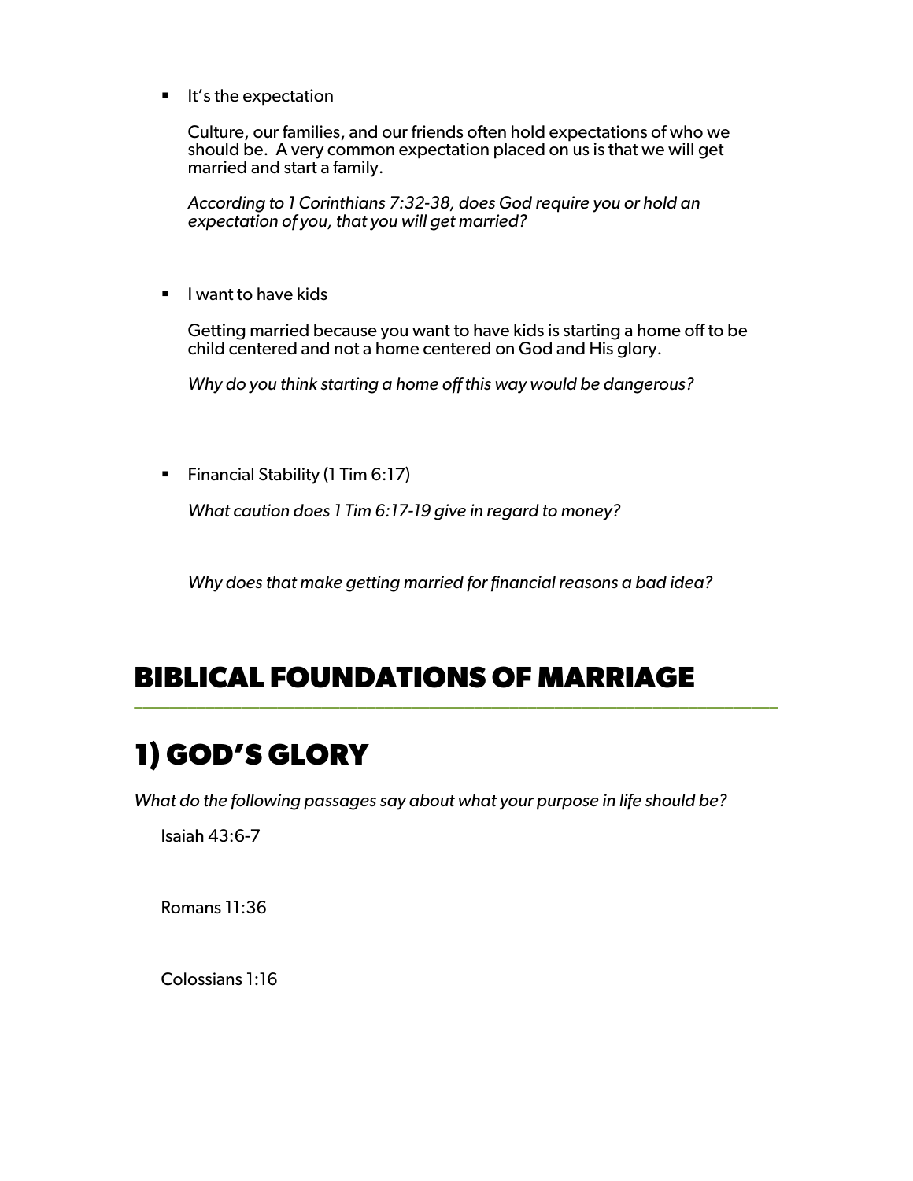- It's the expectation

  Culture, our families, and our friends often hold expectations of who we should be. A very common expectation placed on us is that we will get married and start a family.

  *According to 1 Corinthians 7:32-38, does God require you or hold an expectation of you, that you will get married?*

- I want to have kids

  Getting married because you want to have kids is starting a home off to be child centered and not a home centered on God and His glory.

  *Why do you think starting a home off this way would be dangerous?*

- Financial Stability (1 Tim 6:17)

  *What caution does 1 Tim 6:17-19 give in regard to money?*

  *Why does that make getting married for financial reasons a bad idea?*

# BIBLICAL FOUNDATIONS OF MARRIAGE

## 1) GOD'S GLORY

*What do the following passages say about what your purpose in life should be?*

Isaiah 43:6-7

Romans 11:36

Colossians 1:16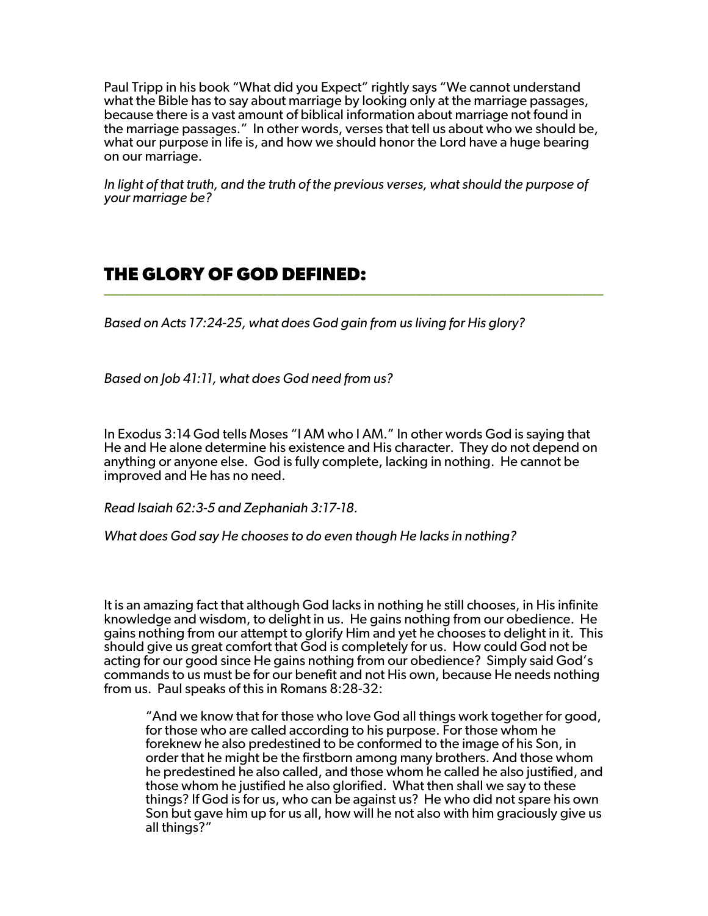Paul Tripp in his book "What did you Expect" rightly says "We cannot understand what the Bible has to say about marriage by looking only at the marriage passages, because there is a vast amount of biblical information about marriage not found in the marriage passages." In other words, verses that tell us about who we should be, what our purpose in life is, and how we should honor the Lord have a huge bearing on our marriage.

*In light of that truth, and the truth of the previous verses, what should the purpose of your marriage be?*

## THE GLORY OF GOD DEFINED:

*Based on Acts 17:24-25, what does God gain from us living for His glory?*

*Based on Job 41:11, what does God need from us?*

In Exodus 3:14 God tells Moses "I AM who I AM." In other words God is saying that He and He alone determine his existence and His character. They do not depend on anything or anyone else. God is fully complete, lacking in nothing. He cannot be improved and He has no need.

*Read Isaiah 62:3-5 and Zephaniah 3:17-18.*

*What does God say He chooses to do even though He lacks in nothing?*

It is an amazing fact that although God lacks in nothing he still chooses, in His infinite knowledge and wisdom, to delight in us. He gains nothing from our obedience. He gains nothing from our attempt to glorify Him and yet he chooses to delight in it. This should give us great comfort that God is completely for us. How could God not be acting for our good since He gains nothing from our obedience? Simply said God's commands to us must be for our benefit and not His own, because He needs nothing from us. Paul speaks of this in Romans 8:28-32:

> "And we know that for those who love God all things work together for good, for those who are called according to his purpose. For those whom he foreknew he also predestined to be conformed to the image of his Son, in order that he might be the firstborn among many brothers. And those whom he predestined he also called, and those whom he called he also justified, and those whom he justified he also glorified. What then shall we say to these things? If God is for us, who can be against us? He who did not spare his own Son but gave him up for us all, how will he not also with him graciously give us all things?"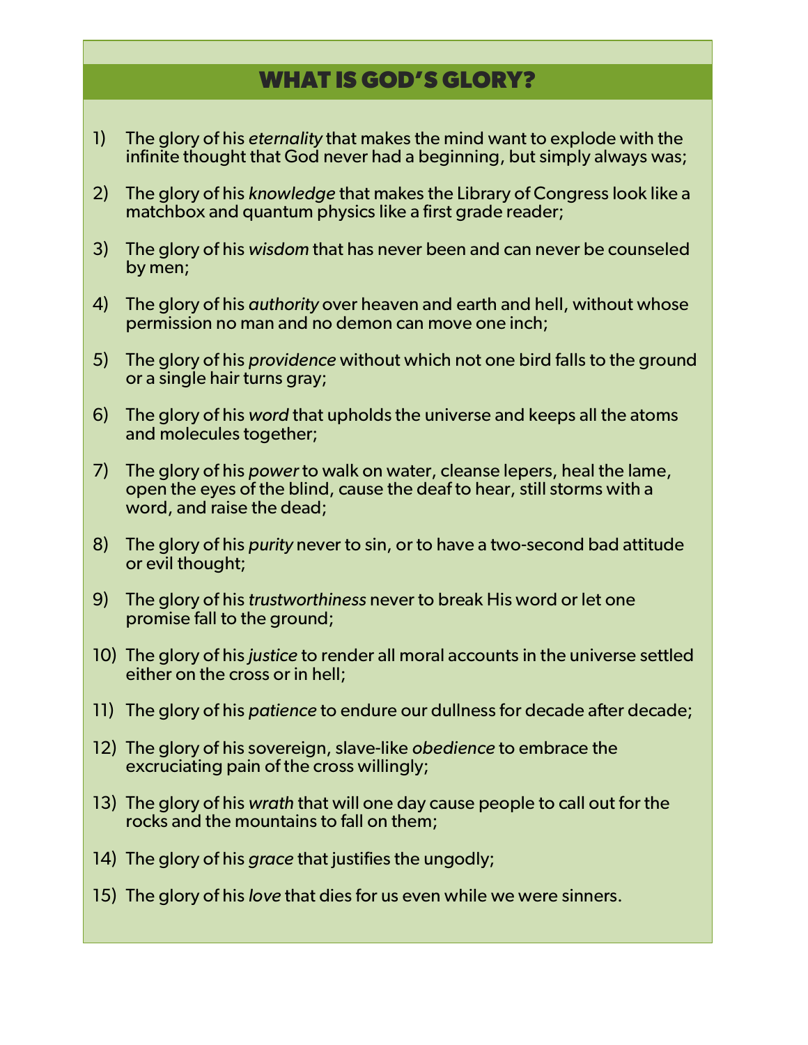## WHAT IS GOD'S GLORY?

1) The glory of his *eternality* that makes the mind want to explode with the infinite thought that God never had a beginning, but simply always was;

2) The glory of his *knowledge* that makes the Library of Congress look like a matchbox and quantum physics like a first grade reader;

3) The glory of his *wisdom* that has never been and can never be counseled by men;

4) The glory of his *authority* over heaven and earth and hell, without whose permission no man and no demon can move one inch;

5) The glory of his *providence* without which not one bird falls to the ground or a single hair turns gray;

6) The glory of his *word* that upholds the universe and keeps all the atoms and molecules together;

7) The glory of his *power* to walk on water, cleanse lepers, heal the lame, open the eyes of the blind, cause the deaf to hear, still storms with a word, and raise the dead;

8) The glory of his *purity* never to sin, or to have a two-second bad attitude or evil thought;

9) The glory of his *trustworthiness* never to break His word or let one promise fall to the ground;

10) The glory of his *justice* to render all moral accounts in the universe settled either on the cross or in hell;

11) The glory of his *patience* to endure our dullness for decade after decade;

12) The glory of his sovereign, slave-like *obedience* to embrace the excruciating pain of the cross willingly;

13) The glory of his *wrath* that will one day cause people to call out for the rocks and the mountains to fall on them;

14) The glory of his *grace* that justifies the ungodly;

15) The glory of his *love* that dies for us even while we were sinners.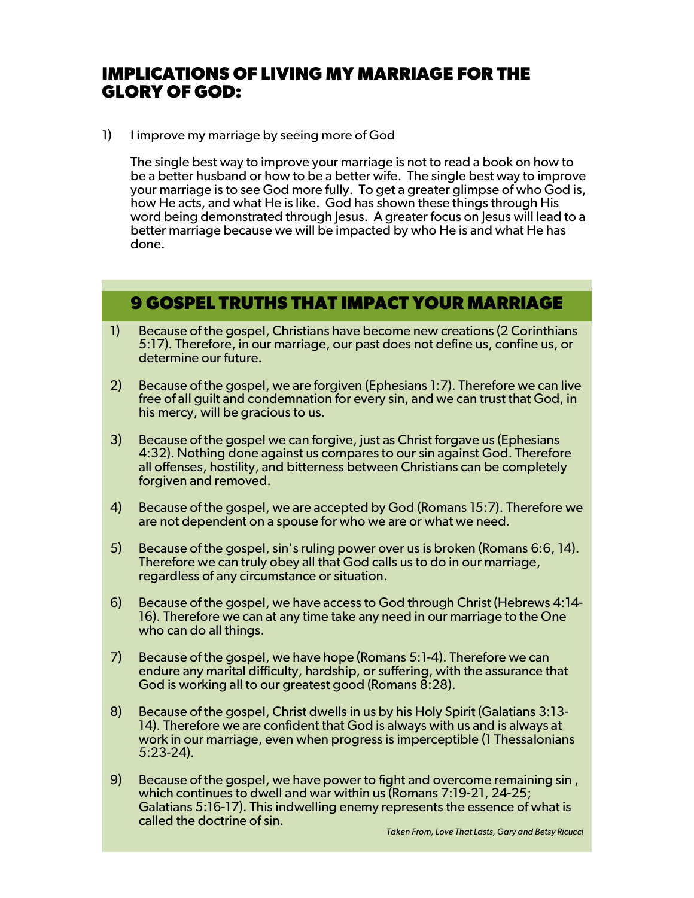# IMPLICATIONS OF LIVING MY MARRIAGE FOR THE GLORY OF GOD:

1) I improve my marriage by seeing more of God

   The single best way to improve your marriage is not to read a book on how to be a better husband or how to be a better wife. The single best way to improve your marriage is to see God more fully. To get a greater glimpse of who God is, how He acts, and what He is like. God has shown these things through His word being demonstrated through Jesus. A greater focus on Jesus will lead to a better marriage because we will be impacted by who He is and what He has done.

## 9 GOSPEL TRUTHS THAT IMPACT YOUR MARRIAGE

1) Because of the gospel, Christians have become new creations (2 Corinthians 5:17). Therefore, in our marriage, our past does not define us, confine us, or determine our future.

2) Because of the gospel, we are forgiven (Ephesians 1:7). Therefore we can live free of all guilt and condemnation for every sin, and we can trust that God, in his mercy, will be gracious to us.

3) Because of the gospel we can forgive, just as Christ forgave us (Ephesians 4:32). Nothing done against us compares to our sin against God. Therefore all offenses, hostility, and bitterness between Christians can be completely forgiven and removed.

4) Because of the gospel, we are accepted by God (Romans 15:7). Therefore we are not dependent on a spouse for who we are or what we need.

5) Because of the gospel, sin's ruling power over us is broken (Romans 6:6, 14). Therefore we can truly obey all that God calls us to do in our marriage, regardless of any circumstance or situation.

6) Because of the gospel, we have access to God through Christ (Hebrews 4:14-16). Therefore we can at any time take any need in our marriage to the One who can do all things.

7) Because of the gospel, we have hope (Romans 5:1-4). Therefore we can endure any marital difficulty, hardship, or suffering, with the assurance that God is working all to our greatest good (Romans 8:28).

8) Because of the gospel, Christ dwells in us by his Holy Spirit (Galatians 3:13-14). Therefore we are confident that God is always with us and is always at work in our marriage, even when progress is imperceptible (1 Thessalonians 5:23-24).

9) Because of the gospel, we have power to fight and overcome remaining sin , which continues to dwell and war within us (Romans 7:19-21, 24-25; Galatians 5:16-17). This indwelling enemy represents the essence of what is called the doctrine of sin.

*Taken From, Love That Lasts, Gary and Betsy Ricucci*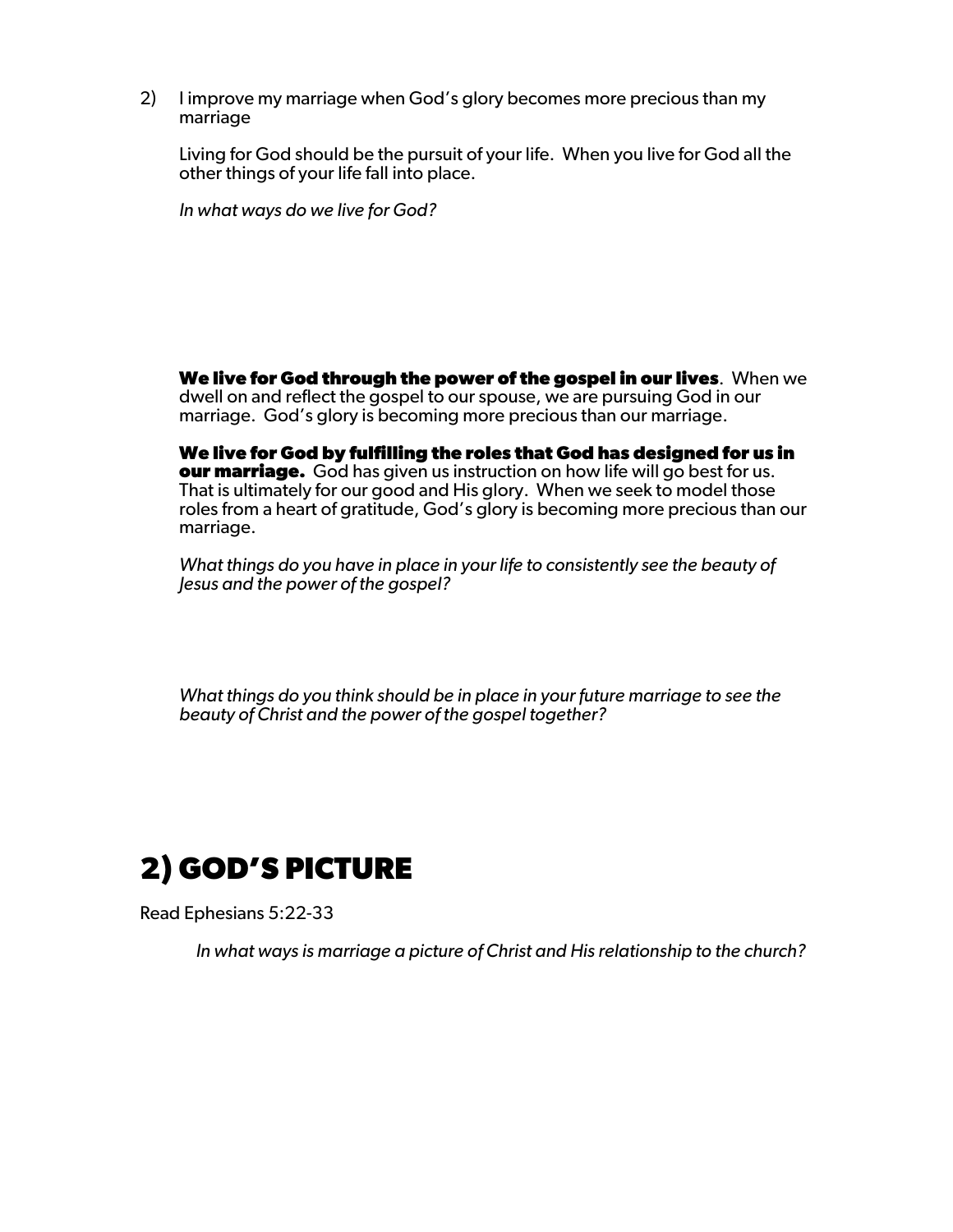2) I improve my marriage when God's glory becomes more precious than my marriage

Living for God should be the pursuit of your life. When you live for God all the other things of your life fall into place.

*In what ways do we live for God?*

**We live for God through the power of the gospel in our lives**. When we dwell on and reflect the gospel to our spouse, we are pursuing God in our marriage. God's glory is becoming more precious than our marriage.

**We live for God by fulfilling the roles that God has designed for us in our marriage.** God has given us instruction on how life will go best for us. That is ultimately for our good and His glory. When we seek to model those roles from a heart of gratitude, God's glory is becoming more precious than our marriage.

*What things do you have in place in your life to consistently see the beauty of Jesus and the power of the gospel?*

*What things do you think should be in place in your future marriage to see the beauty of Christ and the power of the gospel together?*

# 2) GOD'S PICTURE

Read Ephesians 5:22-33

*In what ways is marriage a picture of Christ and His relationship to the church?*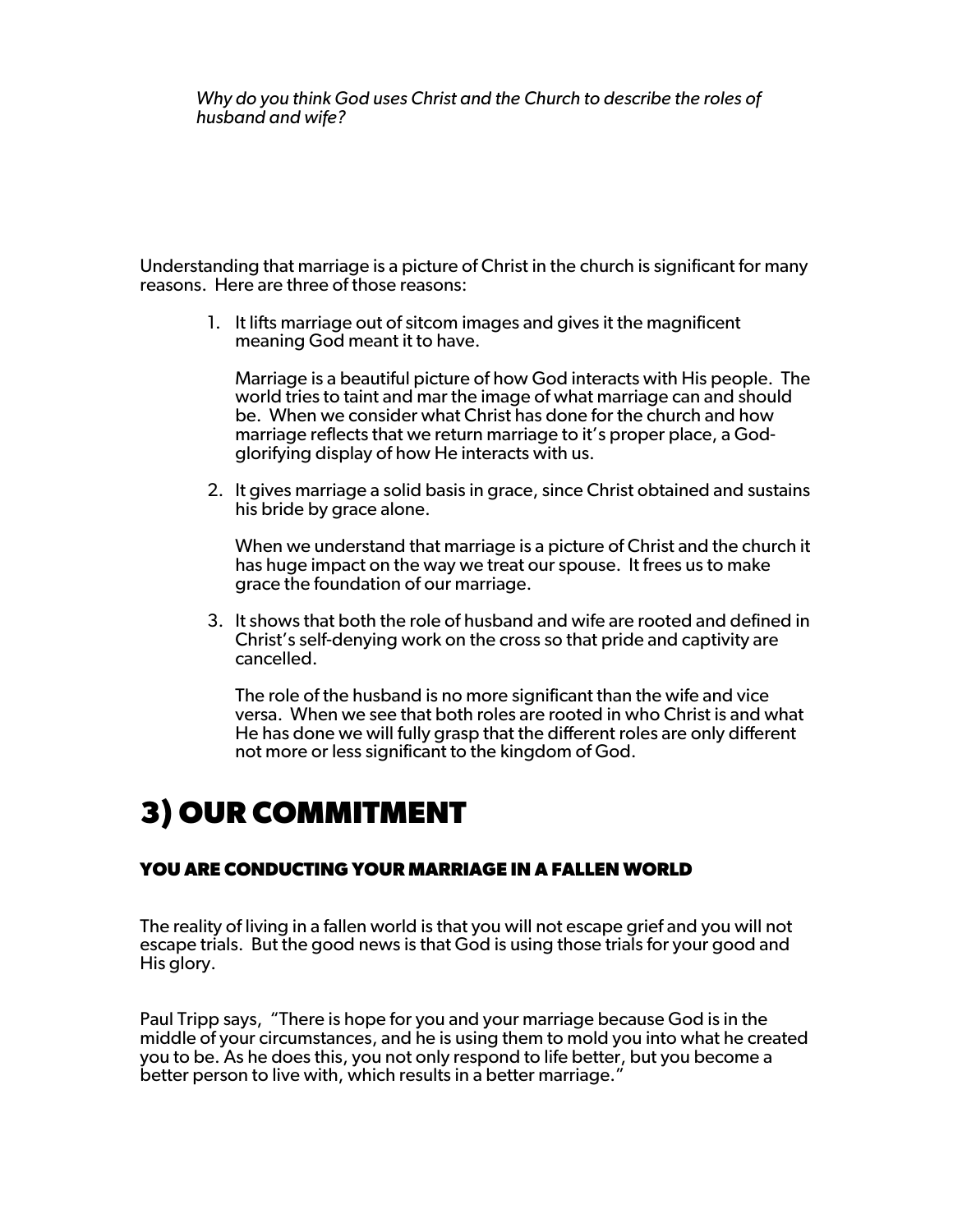*Why do you think God uses Christ and the Church to describe the roles of husband and wife?*

Understanding that marriage is a picture of Christ in the church is significant for many reasons. Here are three of those reasons:

1. It lifts marriage out of sitcom images and gives it the magnificent meaning God meant it to have.

   Marriage is a beautiful picture of how God interacts with His people. The world tries to taint and mar the image of what marriage can and should be. When we consider what Christ has done for the church and how marriage reflects that we return marriage to it's proper place, a God-glorifying display of how He interacts with us.

2. It gives marriage a solid basis in grace, since Christ obtained and sustains his bride by grace alone.

   When we understand that marriage is a picture of Christ and the church it has huge impact on the way we treat our spouse. It frees us to make grace the foundation of our marriage.

3. It shows that both the role of husband and wife are rooted and defined in Christ's self-denying work on the cross so that pride and captivity are cancelled.

   The role of the husband is no more significant than the wife and vice versa. When we see that both roles are rooted in who Christ is and what He has done we will fully grasp that the different roles are only different not more or less significant to the kingdom of God.

# 3) OUR COMMITMENT

### YOU ARE CONDUCTING YOUR MARRIAGE IN A FALLEN WORLD

The reality of living in a fallen world is that you will not escape grief and you will not escape trials. But the good news is that God is using those trials for your good and His glory.

Paul Tripp says, "There is hope for you and your marriage because God is in the middle of your circumstances, and he is using them to mold you into what he created you to be. As he does this, you not only respond to life better, but you become a better person to live with, which results in a better marriage."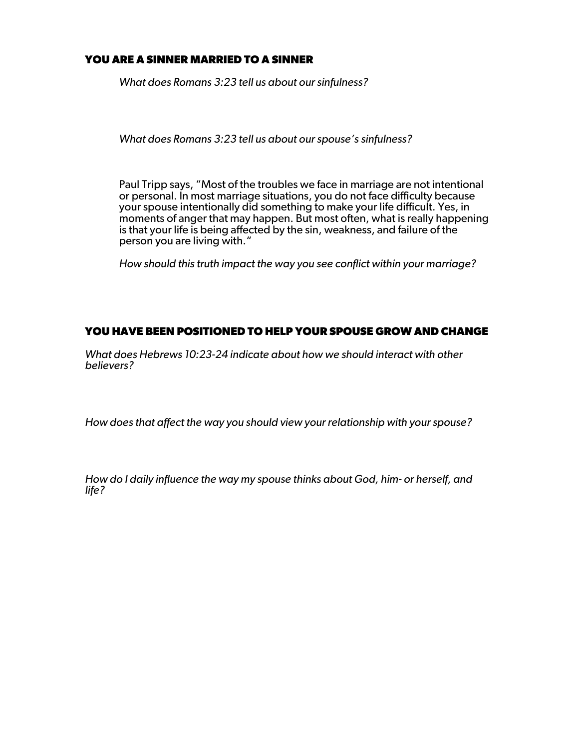## YOU ARE A SINNER MARRIED TO A SINNER

*What does Romans 3:23 tell us about our sinfulness?*

*What does Romans 3:23 tell us about our spouse's sinfulness?*

Paul Tripp says, "Most of the troubles we face in marriage are not intentional or personal. In most marriage situations, you do not face difficulty because your spouse intentionally did something to make your life difficult. Yes, in moments of anger that may happen. But most often, what is really happening is that your life is being affected by the sin, weakness, and failure of the person you are living with."

*How should this truth impact the way you see conflict within your marriage?*

## YOU HAVE BEEN POSITIONED TO HELP YOUR SPOUSE GROW AND CHANGE

*What does Hebrews 10:23-24 indicate about how we should interact with other believers?*

*How does that affect the way you should view your relationship with your spouse?*

*How do I daily influence the way my spouse thinks about God, him- or herself, and life?*